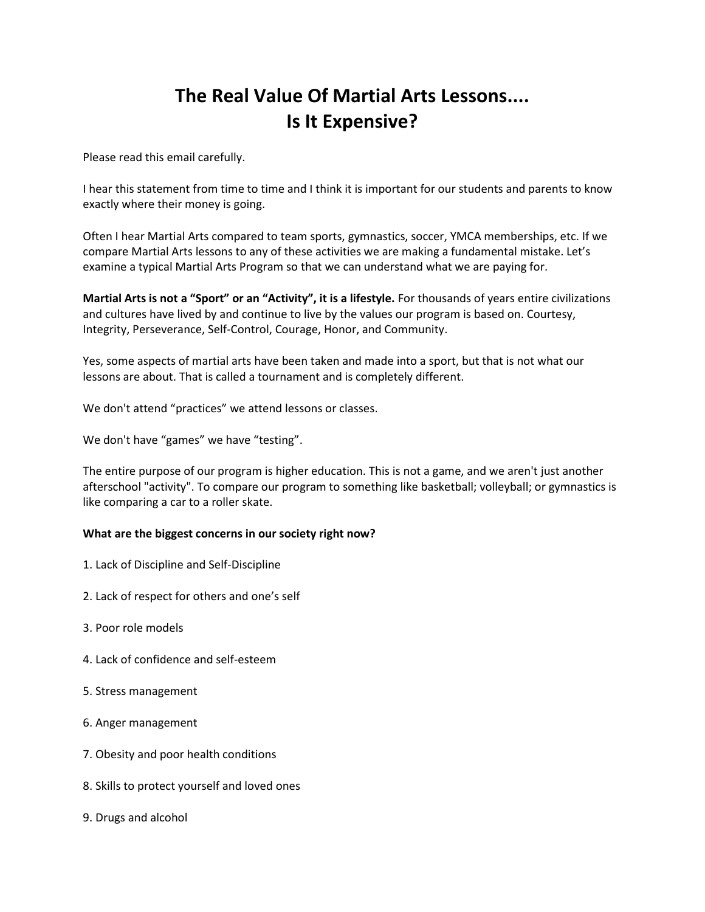# The Real Value Of Martial Arts Lessons....
# Is It Expensive?

Please read this email carefully.

I hear this statement from time to time and I think it is important for our students and parents to know exactly where their money is going.

Often I hear Martial Arts compared to team sports, gymnastics, soccer, YMCA memberships, etc. If we compare Martial Arts lessons to any of these activities we are making a fundamental mistake. Let's examine a typical Martial Arts Program so that we can understand what we are paying for.

**Martial Arts is not a "Sport" or an "Activity", it is a lifestyle.** For thousands of years entire civilizations and cultures have lived by and continue to live by the values our program is based on. Courtesy, Integrity, Perseverance, Self-Control, Courage, Honor, and Community.

Yes, some aspects of martial arts have been taken and made into a sport, but that is not what our lessons are about. That is called a tournament and is completely different.

We don't attend "practices" we attend lessons or classes.

We don't have "games" we have "testing".

The entire purpose of our program is higher education. This is not a game, and we aren't just another afterschool "activity". To compare our program to something like basketball; volleyball; or gymnastics is like comparing a car to a roller skate.

**What are the biggest concerns in our society right now?**

1. Lack of Discipline and Self-Discipline

2. Lack of respect for others and one's self

3. Poor role models

4. Lack of confidence and self-esteem

5. Stress management

6. Anger management

7. Obesity and poor health conditions

8. Skills to protect yourself and loved ones

9. Drugs and alcohol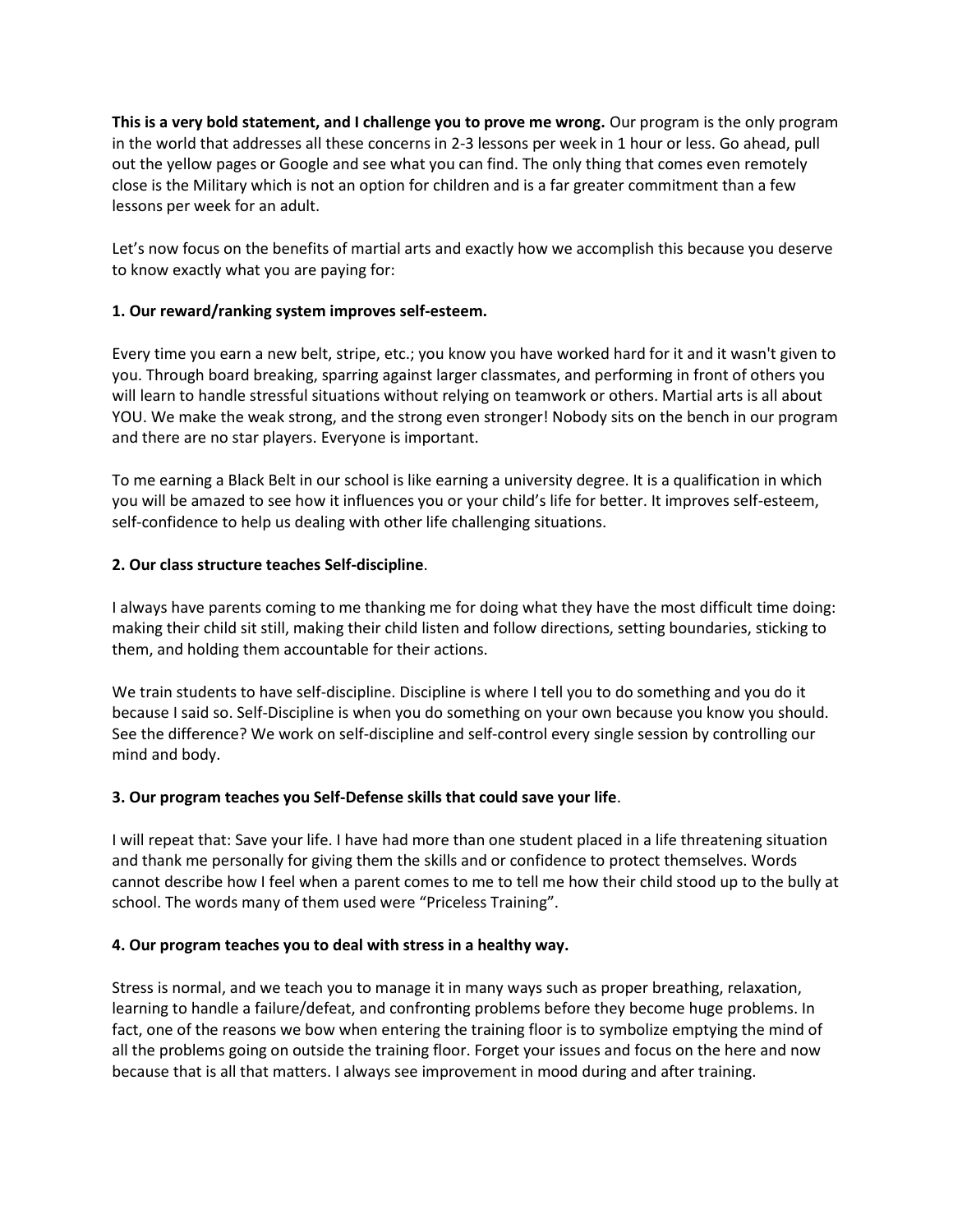**This is a very bold statement, and I challenge you to prove me wrong.** Our program is the only program in the world that addresses all these concerns in 2-3 lessons per week in 1 hour or less. Go ahead, pull out the yellow pages or Google and see what you can find. The only thing that comes even remotely close is the Military which is not an option for children and is a far greater commitment than a few lessons per week for an adult.

Let's now focus on the benefits of martial arts and exactly how we accomplish this because you deserve to know exactly what you are paying for:

**1. Our reward/ranking system improves self-esteem.**

Every time you earn a new belt, stripe, etc.; you know you have worked hard for it and it wasn't given to you. Through board breaking, sparring against larger classmates, and performing in front of others you will learn to handle stressful situations without relying on teamwork or others. Martial arts is all about YOU. We make the weak strong, and the strong even stronger! Nobody sits on the bench in our program and there are no star players. Everyone is important.

To me earning a Black Belt in our school is like earning a university degree. It is a qualification in which you will be amazed to see how it influences you or your child's life for better. It improves self-esteem, self-confidence to help us dealing with other life challenging situations.

**2. Our class structure teaches Self-discipline**.

I always have parents coming to me thanking me for doing what they have the most difficult time doing: making their child sit still, making their child listen and follow directions, setting boundaries, sticking to them, and holding them accountable for their actions.

We train students to have self-discipline. Discipline is where I tell you to do something and you do it because I said so. Self-Discipline is when you do something on your own because you know you should. See the difference? We work on self-discipline and self-control every single session by controlling our mind and body.

**3. Our program teaches you Self-Defense skills that could save your life**.

I will repeat that: Save your life. I have had more than one student placed in a life threatening situation and thank me personally for giving them the skills and or confidence to protect themselves. Words cannot describe how I feel when a parent comes to me to tell me how their child stood up to the bully at school. The words many of them used were "Priceless Training".

**4. Our program teaches you to deal with stress in a healthy way.**

Stress is normal, and we teach you to manage it in many ways such as proper breathing, relaxation, learning to handle a failure/defeat, and confronting problems before they become huge problems. In fact, one of the reasons we bow when entering the training floor is to symbolize emptying the mind of all the problems going on outside the training floor. Forget your issues and focus on the here and now because that is all that matters. I always see improvement in mood during and after training.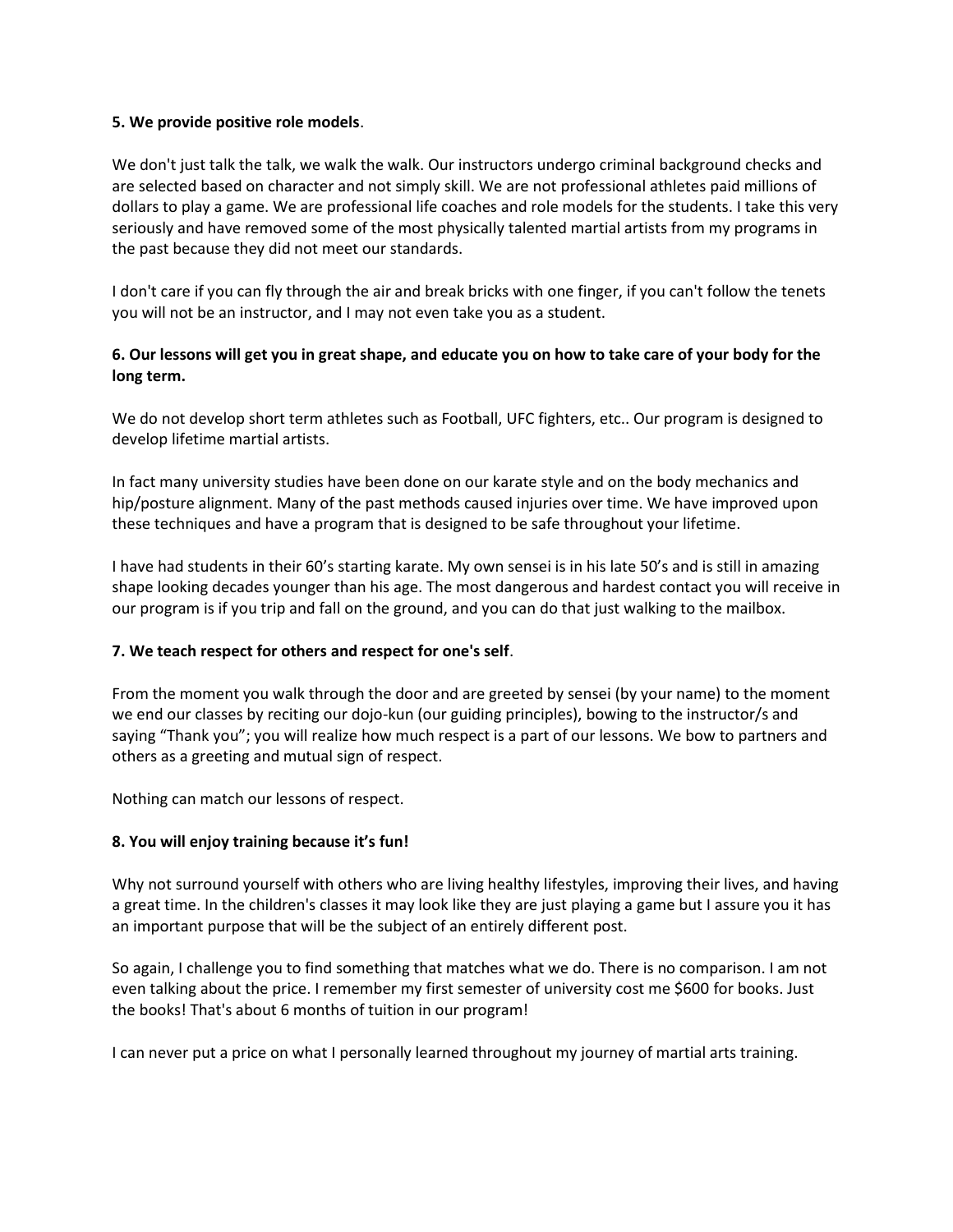**5. We provide positive role models**.

We don't just talk the talk, we walk the walk. Our instructors undergo criminal background checks and are selected based on character and not simply skill. We are not professional athletes paid millions of dollars to play a game. We are professional life coaches and role models for the students. I take this very seriously and have removed some of the most physically talented martial artists from my programs in the past because they did not meet our standards.

I don't care if you can fly through the air and break bricks with one finger, if you can't follow the tenets you will not be an instructor, and I may not even take you as a student.

**6. Our lessons will get you in great shape, and educate you on how to take care of your body for the long term.**

We do not develop short term athletes such as Football, UFC fighters, etc.. Our program is designed to develop lifetime martial artists.

In fact many university studies have been done on our karate style and on the body mechanics and hip/posture alignment. Many of the past methods caused injuries over time. We have improved upon these techniques and have a program that is designed to be safe throughout your lifetime.

I have had students in their 60's starting karate. My own sensei is in his late 50's and is still in amazing shape looking decades younger than his age. The most dangerous and hardest contact you will receive in our program is if you trip and fall on the ground, and you can do that just walking to the mailbox.

**7. We teach respect for others and respect for one's self**.

From the moment you walk through the door and are greeted by sensei (by your name) to the moment we end our classes by reciting our dojo-kun (our guiding principles), bowing to the instructor/s and saying "Thank you"; you will realize how much respect is a part of our lessons. We bow to partners and others as a greeting and mutual sign of respect.

Nothing can match our lessons of respect.

**8. You will enjoy training because it's fun!**

Why not surround yourself with others who are living healthy lifestyles, improving their lives, and having a great time. In the children's classes it may look like they are just playing a game but I assure you it has an important purpose that will be the subject of an entirely different post.

So again, I challenge you to find something that matches what we do. There is no comparison. I am not even talking about the price. I remember my first semester of university cost me $600 for books. Just the books! That's about 6 months of tuition in our program!

I can never put a price on what I personally learned throughout my journey of martial arts training.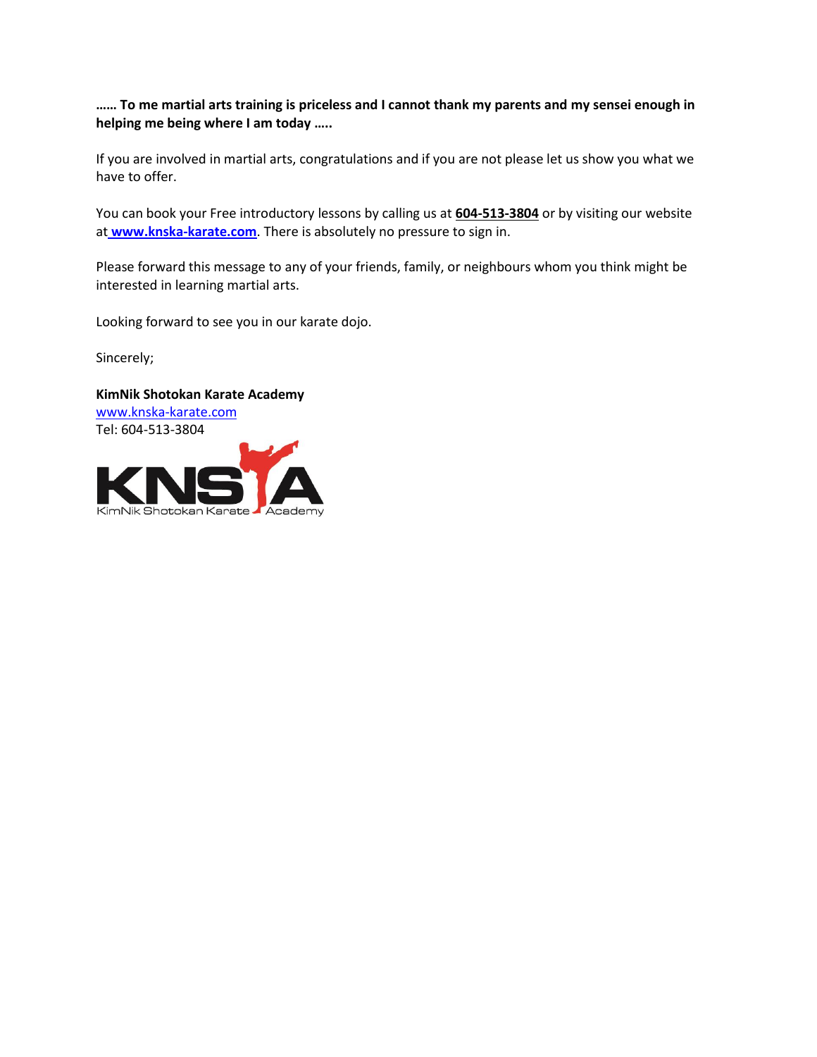**…… To me martial arts training is priceless and I cannot thank my parents and my sensei enough in helping me being where I am today …..**

If you are involved in martial arts, congratulations and if you are not please let us show you what we have to offer.

You can book your Free introductory lessons by calling us at **604-513-3804** or by visiting our website at **www.knska-karate.com**. There is absolutely no pressure to sign in.

Please forward this message to any of your friends, family, or neighbours whom you think might be interested in learning martial arts.

Looking forward to see you in our karate dojo.

Sincerely;

**KimNik Shotokan Karate Academy**
www.knska-karate.com
Tel: 604-513-3804

KNSKA
KimNik Shotokan Karate Academy